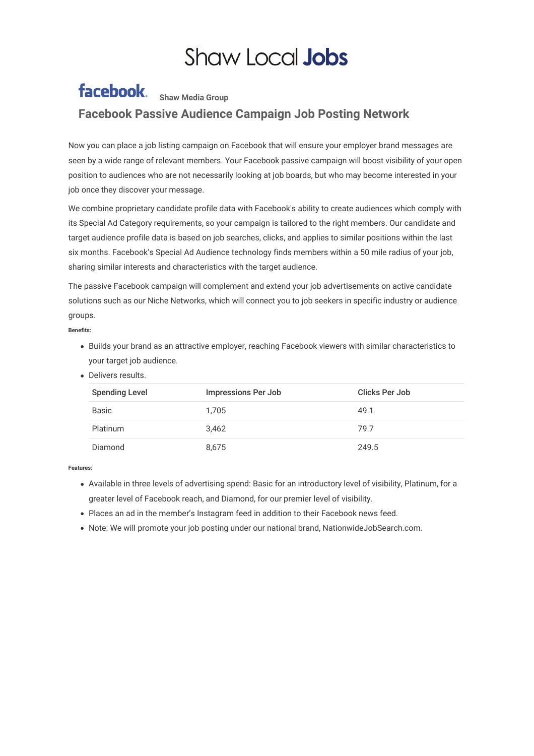# Shaw Local Jobs

facebook **Shaw Media Group**

## Facebook Passive Audience Campaign Job Posting Network

Now you can place a job listing campaign on Facebook that will ensure your employer brand messages are seen by a wide range of relevant members. Your Facebook passive campaign will boost visibility of your open position to audiences who are not necessarily looking at job boards, but who may become interested in your job once they discover your message.

We combine proprietary candidate profile data with Facebook's ability to create audiences which comply with its Special Ad Category requirements, so your campaign is tailored to the right members. Our candidate and target audience profile data is based on job searches, clicks, and applies to similar positions within the last six months. Facebook's Special Ad Audience technology finds members within a 50 mile radius of your job, sharing similar interests and characteristics with the target audience.

The passive Facebook campaign will complement and extend your job advertisements on active candidate solutions such as our Niche Networks, which will connect you to job seekers in specific industry or audience groups.

**Benefits:**

- Builds your brand as an attractive employer, reaching Facebook viewers with similar characteristics to your target job audience.
- Delivers results.

| Spending Level | Impressions Per Job | Clicks Per Job |
|---|---|---|
| Basic | 1,705 | 49.1 |
| Platinum | 3,462 | 79.7 |
| Diamond | 8,675 | 249.5 |

**Features:**

- Available in three levels of advertising spend: Basic for an introductory level of visibility, Platinum, for a greater level of Facebook reach, and Diamond, for our premier level of visibility.
- Places an ad in the member's Instagram feed in addition to their Facebook news feed.
- Note: We will promote your job posting under our national brand, NationwideJobSearch.com.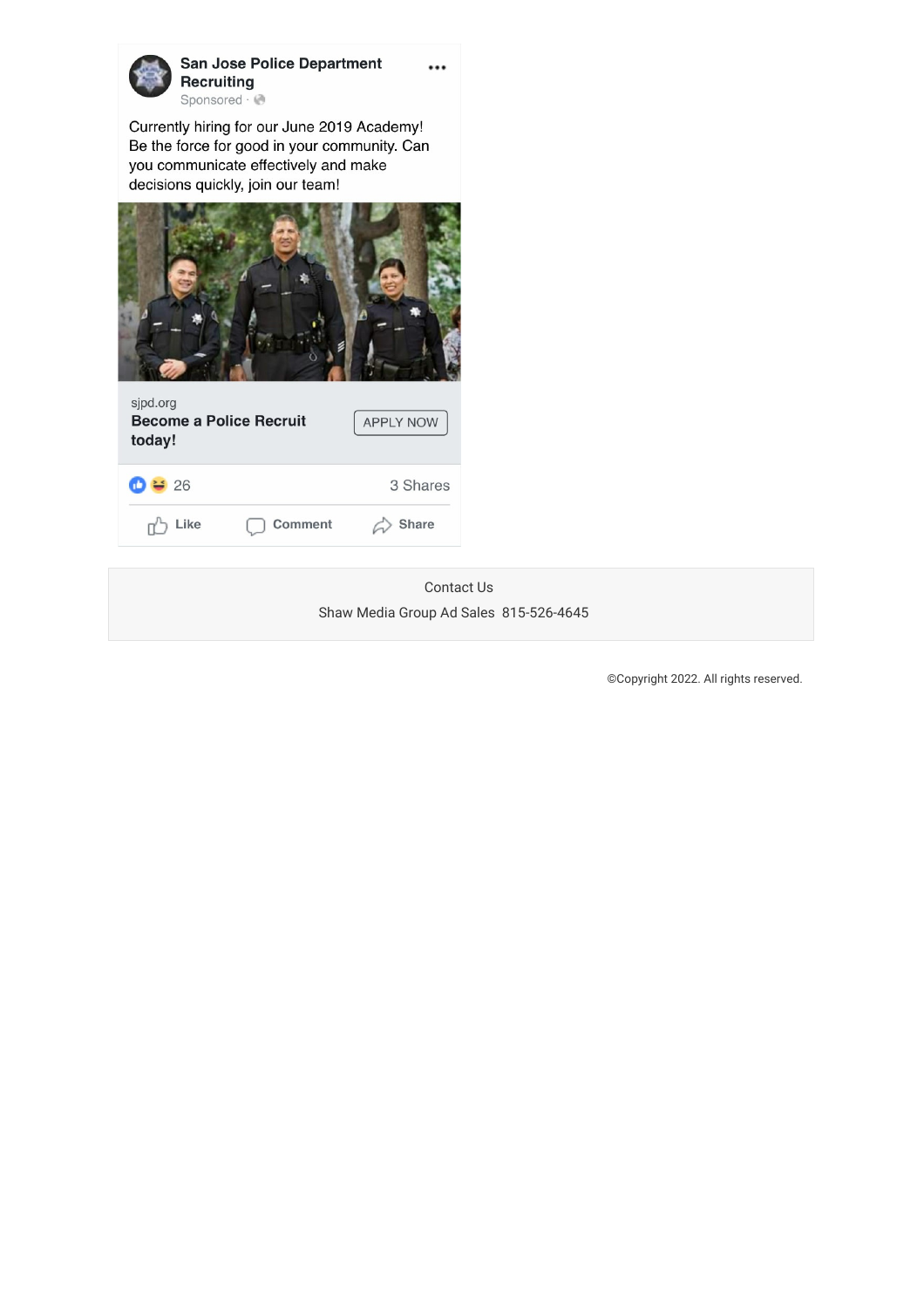**San Jose Police Department Recruiting**
Sponsored ·

Currently hiring for our June 2019 Academy! Be the force for good in your community. Can you communicate effectively and make decisions quickly, join our team!

sjpd.org
**Become a Police Recruit today!**

APPLY NOW

26 · 3 Shares

Like · Comment · Share

Contact Us

Shaw Media Group Ad Sales 815-526-4645

©Copyright 2022. All rights reserved.